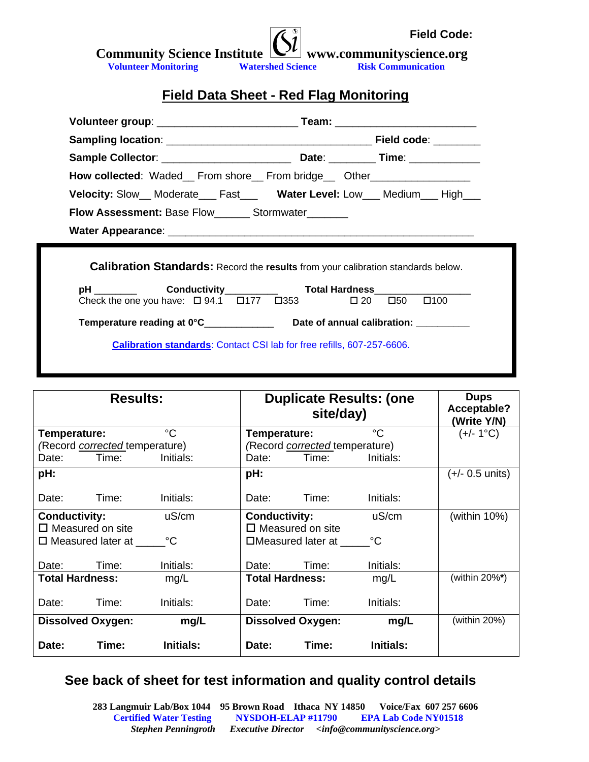**Field Code:**

**Community Science Institute** **www.communityscience.org**

**Volunteer Monitoring** **Watershed Science** **Risk Communication**

# Field Data Sheet - Red Flag Monitoring

**Volunteer group**: _______________________ **Team:** _______________________

**Sampling location**: __________________________________ **Field code**: ________

**Sample Collector**: _____________________ **Date**: ________ **Time**: ____________

**How collected**: Waded__ From shore__ From bridge__ Other________________

**Velocity:** Slow__ Moderate___ Fast___ **Water Level:** Low___ Medium___ High___

**Flow Assessment:** Base Flow______ Stormwater_______

**Water Appearance**: ____________________________________________________

**Calibration Standards:** Record the **results** from your calibration standards below.

**pH** ________ **Conductivity**_________ **Total Hardness**________________

Check the one you have: ☐ 94.1 ☐177 ☐353 ☐ 20 ☐50 ☐100

**Temperature reading at 0°C**____________ **Date of annual calibration:** __________

**Calibration standards**: Contact CSI lab for free refills, 607-257-6606.

| **Results:** | **Duplicate Results: (one site/day)** | **Dups Acceptable? (Write Y/N)** |
|---|---|---|
| **Temperature:** °C<br>(Record *corrected* temperature)<br>Date: Time: Initials: | **Temperature:** °C<br>(Record *corrected* temperature)<br>Date: Time: Initials: | (+/- 1°C) |
| **pH:**<br><br>Date: Time: Initials: | **pH:**<br><br>Date: Time: Initials: | (+/- 0.5 units) |
| **Conductivity:** uS/cm<br>☐ Measured on site<br>☐ Measured later at _____°C<br><br>Date: Time: Initials: | **Conductivity:** uS/cm<br>☐ Measured on site<br>☐Measured later at _____°C<br><br>Date: Time: Initials: | (within 10%) |
| **Total Hardness:** mg/L<br><br>Date: Time: Initials: | **Total Hardness:** mg/L<br><br>Date: Time: Initials: | (within 20%**\***) |
| **Dissolved Oxygen: mg/L**<br><br>**Date: Time: Initials:** | **Dissolved Oxygen: mg/L**<br><br>**Date: Time: Initials:** | (within 20%) |

## See back of sheet for test information and quality control details

**283 Langmuir Lab/Box 1044 95 Brown Road Ithaca NY 14850 Voice/Fax 607 257 6606**

**Certified Water Testing NYSDOH-ELAP #11790 EPA Lab Code NY01518**

***Stephen Penningroth Executive Director <info@communityscience.org>***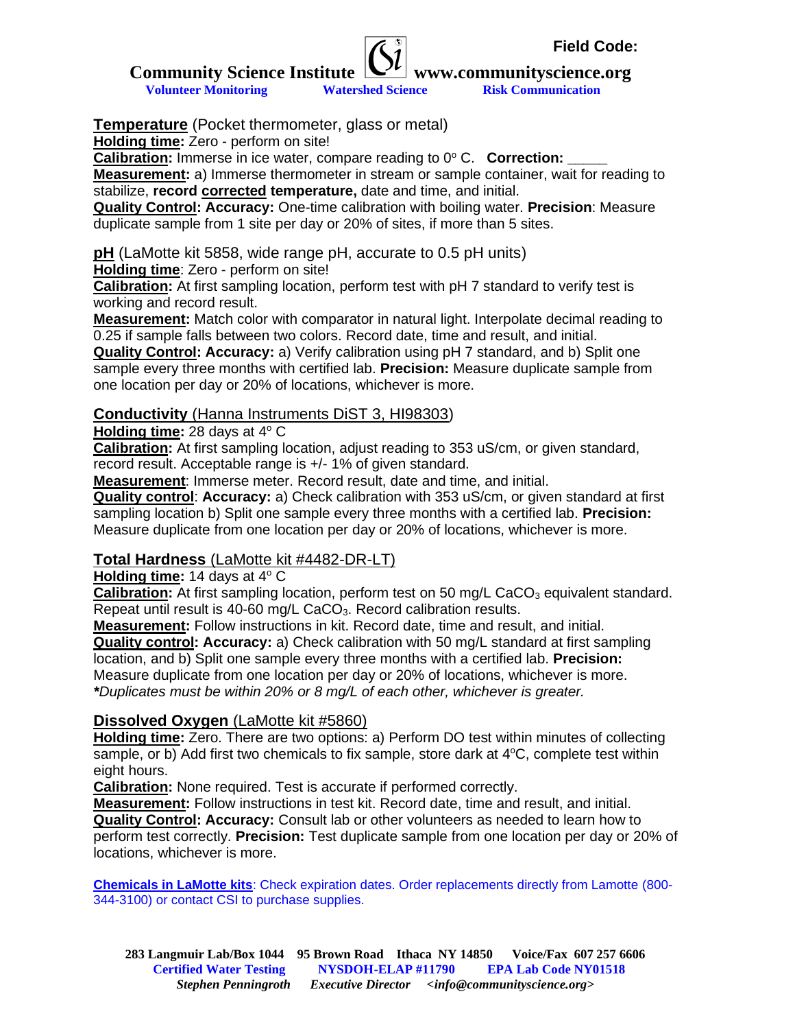**Field Code:**

**Community Science Institute** **www.communityscience.org**

**Volunteer Monitoring** **Watershed Science** **Risk Communication**

**Temperature** (Pocket thermometer, glass or metal)

**Holding time:** Zero - perform on site!

**Calibration:** Immerse in ice water, compare reading to 0° C. **Correction: _____**

**Measurement:** a) Immerse thermometer in stream or sample container, wait for reading to stabilize, **record corrected temperature,** date and time, and initial.

**Quality Control: Accuracy:** One-time calibration with boiling water. **Precision**: Measure duplicate sample from 1 site per day or 20% of sites, if more than 5 sites.

**pH** (LaMotte kit 5858, wide range pH, accurate to 0.5 pH units)

**Holding time**: Zero - perform on site!

**Calibration:** At first sampling location, perform test with pH 7 standard to verify test is working and record result.

**Measurement:** Match color with comparator in natural light. Interpolate decimal reading to 0.25 if sample falls between two colors. Record date, time and result, and initial.

**Quality Control: Accuracy:** a) Verify calibration using pH 7 standard, and b) Split one sample every three months with certified lab. **Precision:** Measure duplicate sample from one location per day or 20% of locations, whichever is more.

**Conductivity** (Hanna Instruments DiST 3, HI98303)

**Holding time:** 28 days at 4° C

**Calibration:** At first sampling location, adjust reading to 353 uS/cm, or given standard, record result. Acceptable range is +/- 1% of given standard.

**Measurement**: Immerse meter. Record result, date and time, and initial.

**Quality control**: **Accuracy:** a) Check calibration with 353 uS/cm, or given standard at first sampling location b) Split one sample every three months with a certified lab. **Precision:** Measure duplicate from one location per day or 20% of locations, whichever is more.

**Total Hardness** (LaMotte kit #4482-DR-LT)

**Holding time:** 14 days at 4° C

**Calibration:** At first sampling location, perform test on 50 mg/L $CaCO_3$ equivalent standard. Repeat until result is 40-60 mg/L $CaCO_3$. Record calibration results.

**Measurement:** Follow instructions in kit. Record date, time and result, and initial.

**Quality control: Accuracy:** a) Check calibration with 50 mg/L standard at first sampling location, and b) Split one sample every three months with a certified lab. **Precision:** Measure duplicate from one location per day or 20% of locations, whichever is more.
***Duplicates must be within 20% or 8 mg/L of each other, whichever is greater.***

**Dissolved Oxygen** (LaMotte kit #5860)

**Holding time:** Zero. There are two options: a) Perform DO test within minutes of collecting sample, or b) Add first two chemicals to fix sample, store dark at 4°C, complete test within eight hours.

**Calibration:** None required. Test is accurate if performed correctly.

**Measurement:** Follow instructions in test kit. Record date, time and result, and initial.

**Quality Control: Accuracy:** Consult lab or other volunteers as needed to learn how to perform test correctly. **Precision:** Test duplicate sample from one location per day or 20% of locations, whichever is more.

**Chemicals in LaMotte kits**: Check expiration dates. Order replacements directly from Lamotte (800-344-3100) or contact CSI to purchase supplies.

**283 Langmuir Lab/Box 1044 95 Brown Road Ithaca NY 14850 Voice/Fax 607 257 6606**
**Certified Water Testing NYSDOH-ELAP #11790 EPA Lab Code NY01518**
***Stephen Penningroth Executive Director <info@communityscience.org>***